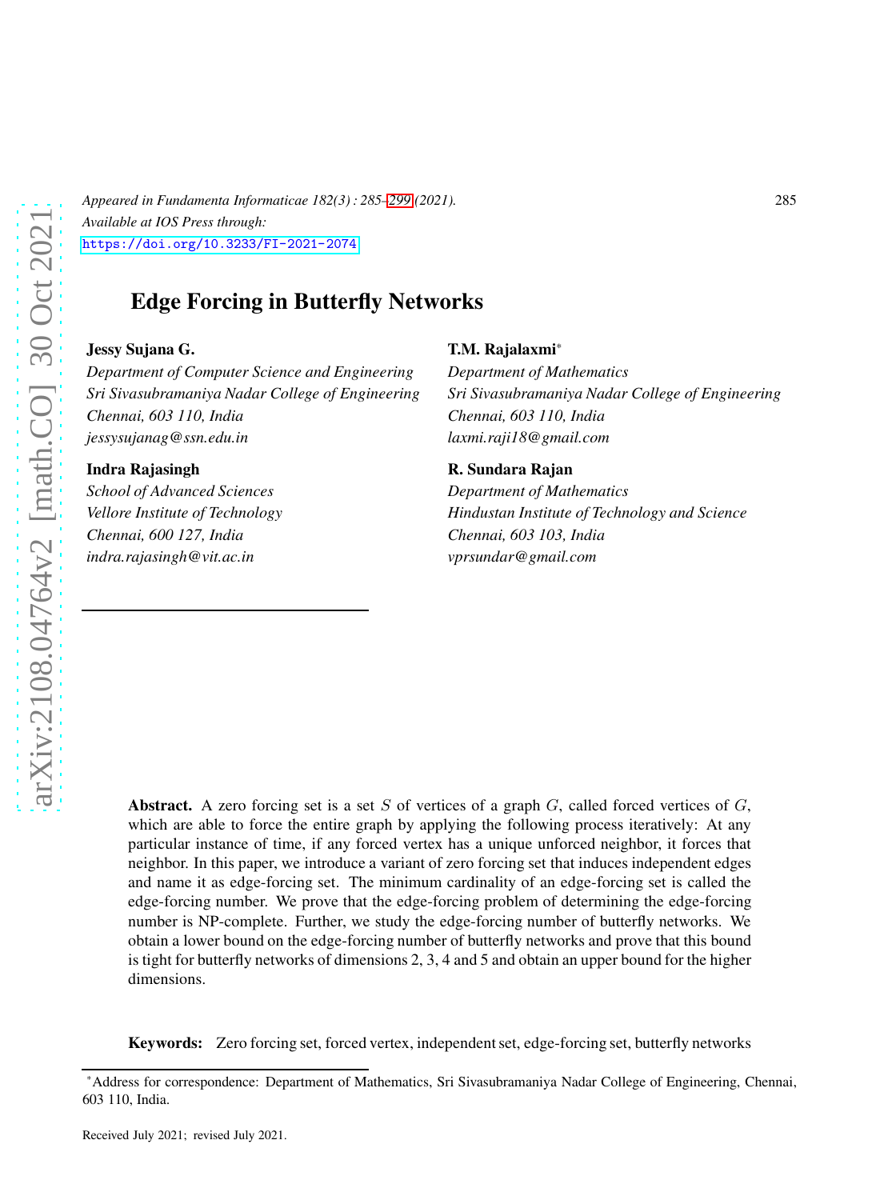Appeared in Fundamenta Informaticae 182(3) : 285–299 (2021).
Available at IOS Press through:
https://doi.org/10.3233/FI-2021-2074

# Edge Forcing in Butterfly Networks

**Jessy Sujana G.**
*Department of Computer Science and Engineering*
*Sri Sivasubramaniya Nadar College of Engineering*
*Chennai, 603 110, India*
*jessysujanag@ssn.edu.in*

**T.M. Rajalaxmi***
*Department of Mathematics*
*Sri Sivasubramaniya Nadar College of Engineering*
*Chennai, 603 110, India*
*laxmi.raji18@gmail.com*

**Indra Rajasingh**
*School of Advanced Sciences*
*Vellore Institute of Technology*
*Chennai, 600 127, India*
*indra.rajasingh@vit.ac.in*

**R. Sundara Rajan**
*Department of Mathematics*
*Hindustan Institute of Technology and Science*
*Chennai, 603 103, India*
*vprsundar@gmail.com*

**Abstract.** A zero forcing set is a set $S$ of vertices of a graph $G$, called forced vertices of $G$, which are able to force the entire graph by applying the following process iteratively: At any particular instance of time, if any forced vertex has a unique unforced neighbor, it forces that neighbor. In this paper, we introduce a variant of zero forcing set that induces independent edges and name it as edge-forcing set. The minimum cardinality of an edge-forcing set is called the edge-forcing number. We prove that the edge-forcing problem of determining the edge-forcing number is NP-complete. Further, we study the edge-forcing number of butterfly networks. We obtain a lower bound on the edge-forcing number of butterfly networks and prove that this bound is tight for butterfly networks of dimensions 2, 3, 4 and 5 and obtain an upper bound for the higher dimensions.

**Keywords:** Zero forcing set, forced vertex, independent set, edge-forcing set, butterfly networks

*Address for correspondence: Department of Mathematics, Sri Sivasubramaniya Nadar College of Engineering, Chennai, 603 110, India.

Received July 2021; revised July 2021.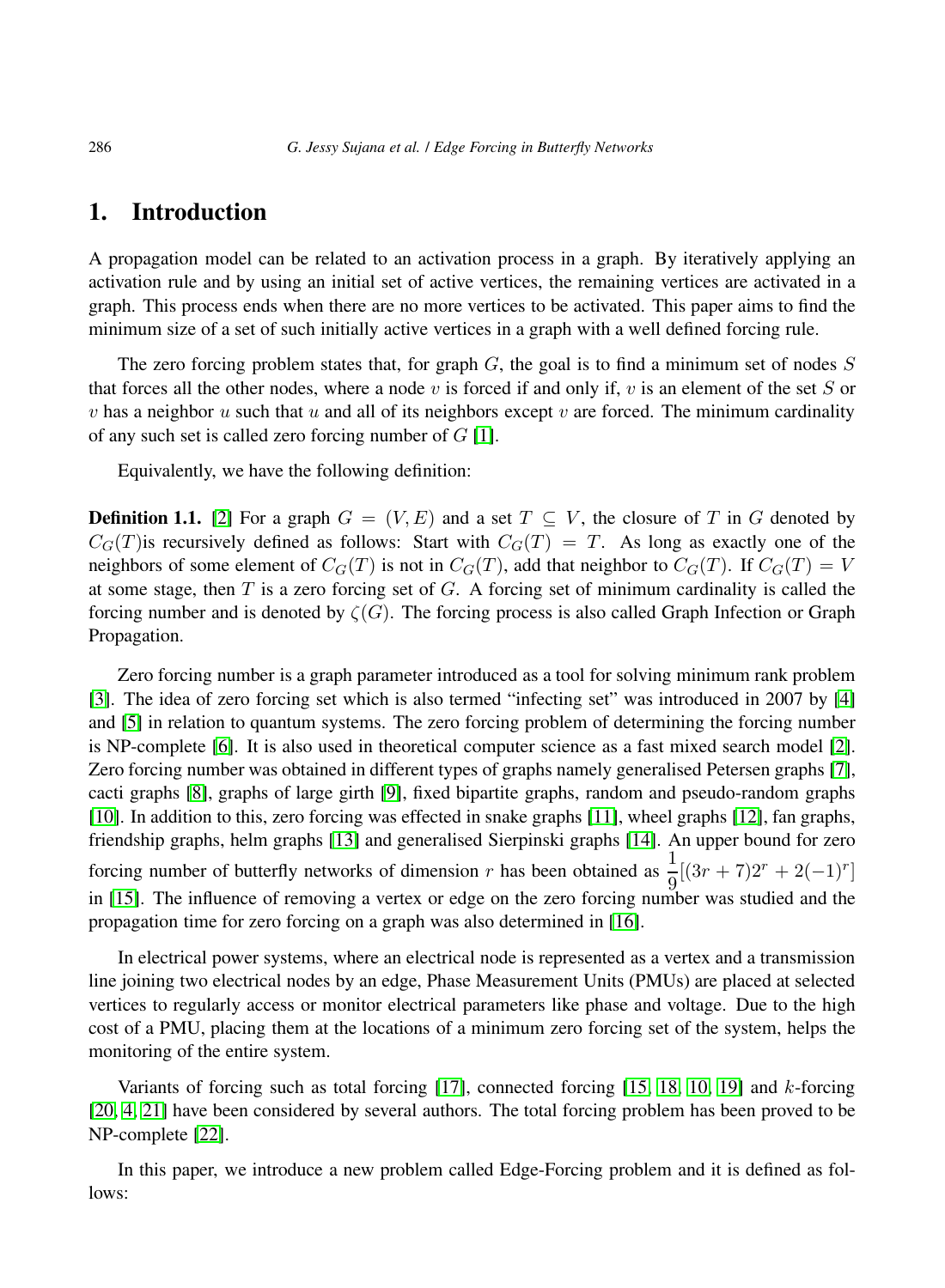## 1. Introduction

A propagation model can be related to an activation process in a graph. By iteratively applying an activation rule and by using an initial set of active vertices, the remaining vertices are activated in a graph. This process ends when there are no more vertices to be activated. This paper aims to find the minimum size of a set of such initially active vertices in a graph with a well defined forcing rule.

The zero forcing problem states that, for graph $G$, the goal is to find a minimum set of nodes $S$ that forces all the other nodes, where a node $v$ is forced if and only if, $v$ is an element of the set $S$ or $v$ has a neighbor $u$ such that $u$ and all of its neighbors except $v$ are forced. The minimum cardinality of any such set is called zero forcing number of $G$ [1].

Equivalently, we have the following definition:

**Definition 1.1.** [2] For a graph $G = (V, E)$ and a set $T \subseteq V$, the closure of $T$ in $G$ denoted by $C_G(T)$is recursively defined as follows: Start with $C_G(T) = T$. As long as exactly one of the neighbors of some element of $C_G(T)$ is not in $C_G(T)$, add that neighbor to $C_G(T)$. If $C_G(T) = V$ at some stage, then $T$ is a zero forcing set of $G$. A forcing set of minimum cardinality is called the forcing number and is denoted by $\zeta(G)$. The forcing process is also called Graph Infection or Graph Propagation.

Zero forcing number is a graph parameter introduced as a tool for solving minimum rank problem [3]. The idea of zero forcing set which is also termed "infecting set" was introduced in 2007 by [4] and [5] in relation to quantum systems. The zero forcing problem of determining the forcing number is NP-complete [6]. It is also used in theoretical computer science as a fast mixed search model [2]. Zero forcing number was obtained in different types of graphs namely generalised Petersen graphs [7], cacti graphs [8], graphs of large girth [9], fixed bipartite graphs, random and pseudo-random graphs [10]. In addition to this, zero forcing was effected in snake graphs [11], wheel graphs [12], fan graphs, friendship graphs, helm graphs [13] and generalised Sierpinski graphs [14]. An upper bound for zero forcing number of butterfly networks of dimension $r$ has been obtained as $\frac{1}{9}[(3r + 7)2^r + 2(-1)^r]$ in [15]. The influence of removing a vertex or edge on the zero forcing number was studied and the propagation time for zero forcing on a graph was also determined in [16].

In electrical power systems, where an electrical node is represented as a vertex and a transmission line joining two electrical nodes by an edge, Phase Measurement Units (PMUs) are placed at selected vertices to regularly access or monitor electrical parameters like phase and voltage. Due to the high cost of a PMU, placing them at the locations of a minimum zero forcing set of the system, helps the monitoring of the entire system.

Variants of forcing such as total forcing [17], connected forcing [15, 18, 10, 19] and $k$-forcing [20, 4, 21] have been considered by several authors. The total forcing problem has been proved to be NP-complete [22].

In this paper, we introduce a new problem called Edge-Forcing problem and it is defined as follows: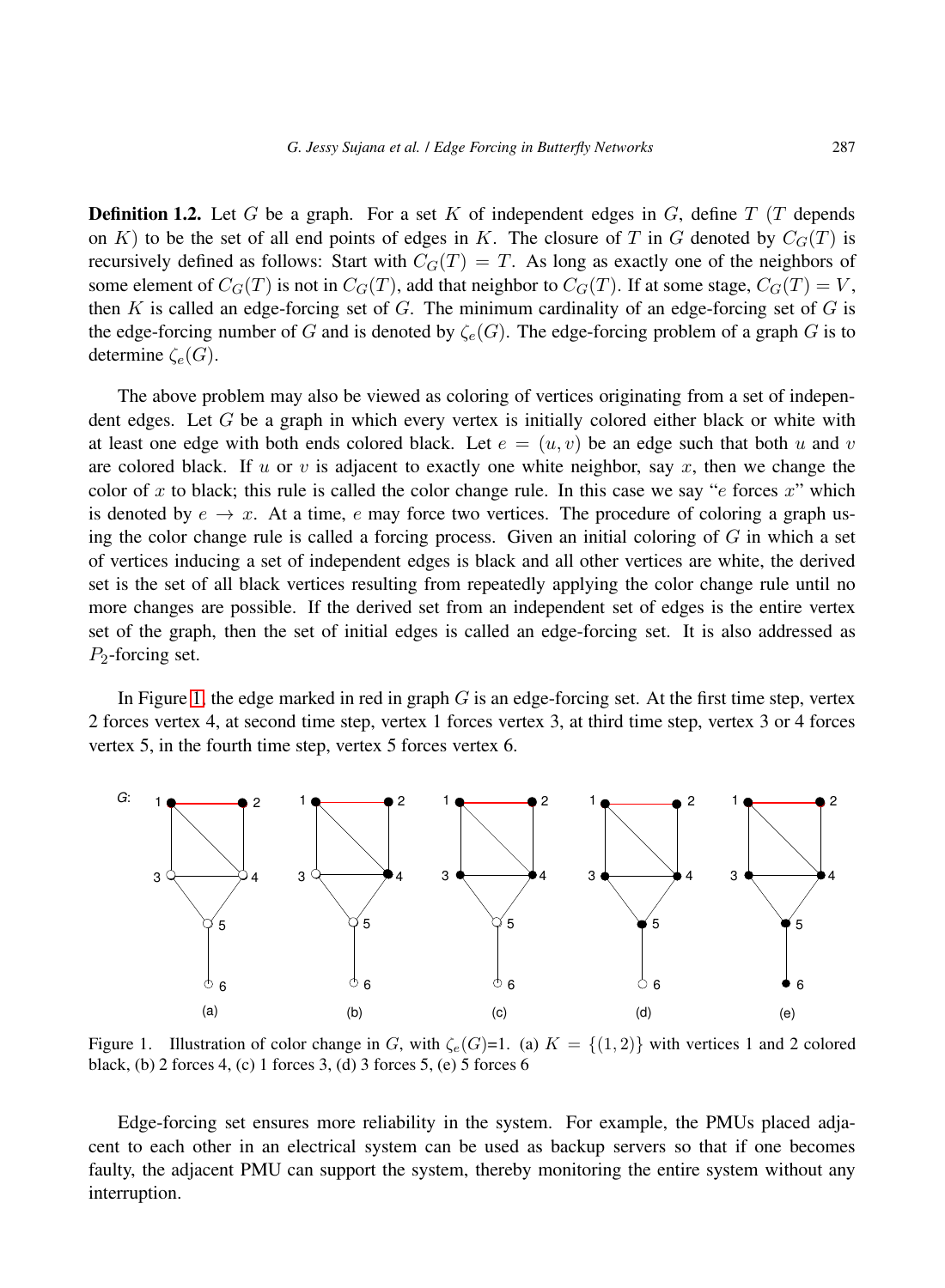**Definition 1.2.** Let $G$ be a graph. For a set $K$ of independent edges in $G$, define $T$ ($T$ depends on $K$) to be the set of all end points of edges in $K$. The closure of $T$ in $G$ denoted by $C_G(T)$ is recursively defined as follows: Start with $C_G(T) = T$. As long as exactly one of the neighbors of some element of $C_G(T)$ is not in $C_G(T)$, add that neighbor to $C_G(T)$. If at some stage, $C_G(T) = V$, then $K$ is called an edge-forcing set of $G$. The minimum cardinality of an edge-forcing set of $G$ is the edge-forcing number of $G$ and is denoted by $\zeta_e(G)$. The edge-forcing problem of a graph $G$ is to determine $\zeta_e(G)$.

The above problem may also be viewed as coloring of vertices originating from a set of independent edges. Let $G$ be a graph in which every vertex is initially colored either black or white with at least one edge with both ends colored black. Let $e = (u, v)$ be an edge such that both $u$ and $v$ are colored black. If $u$ or $v$ is adjacent to exactly one white neighbor, say $x$, then we change the color of $x$ to black; this rule is called the color change rule. In this case we say "$e$ forces $x$" which is denoted by $e \rightarrow x$. At a time, $e$ may force two vertices. The procedure of coloring a graph using the color change rule is called a forcing process. Given an initial coloring of $G$ in which a set of vertices inducing a set of independent edges is black and all other vertices are white, the derived set is the set of all black vertices resulting from repeatedly applying the color change rule until no more changes are possible. If the derived set from an independent set of edges is the entire vertex set of the graph, then the set of initial edges is called an edge-forcing set. It is also addressed as $P_2$-forcing set.

In Figure 1, the edge marked in red in graph $G$ is an edge-forcing set. At the first time step, vertex 2 forces vertex 4, at second time step, vertex 1 forces vertex 3, at third time step, vertex 3 or 4 forces vertex 5, in the fourth time step, vertex 5 forces vertex 6.

Figure 1. Illustration of color change in $G$, with $\zeta_e(G)$=1. (a) $K = \{(1, 2)\}$ with vertices 1 and 2 colored black, (b) 2 forces 4, (c) 1 forces 3, (d) 3 forces 5, (e) 5 forces 6

Edge-forcing set ensures more reliability in the system. For example, the PMUs placed adjacent to each other in an electrical system can be used as backup servers so that if one becomes faulty, the adjacent PMU can support the system, thereby monitoring the entire system without any interruption.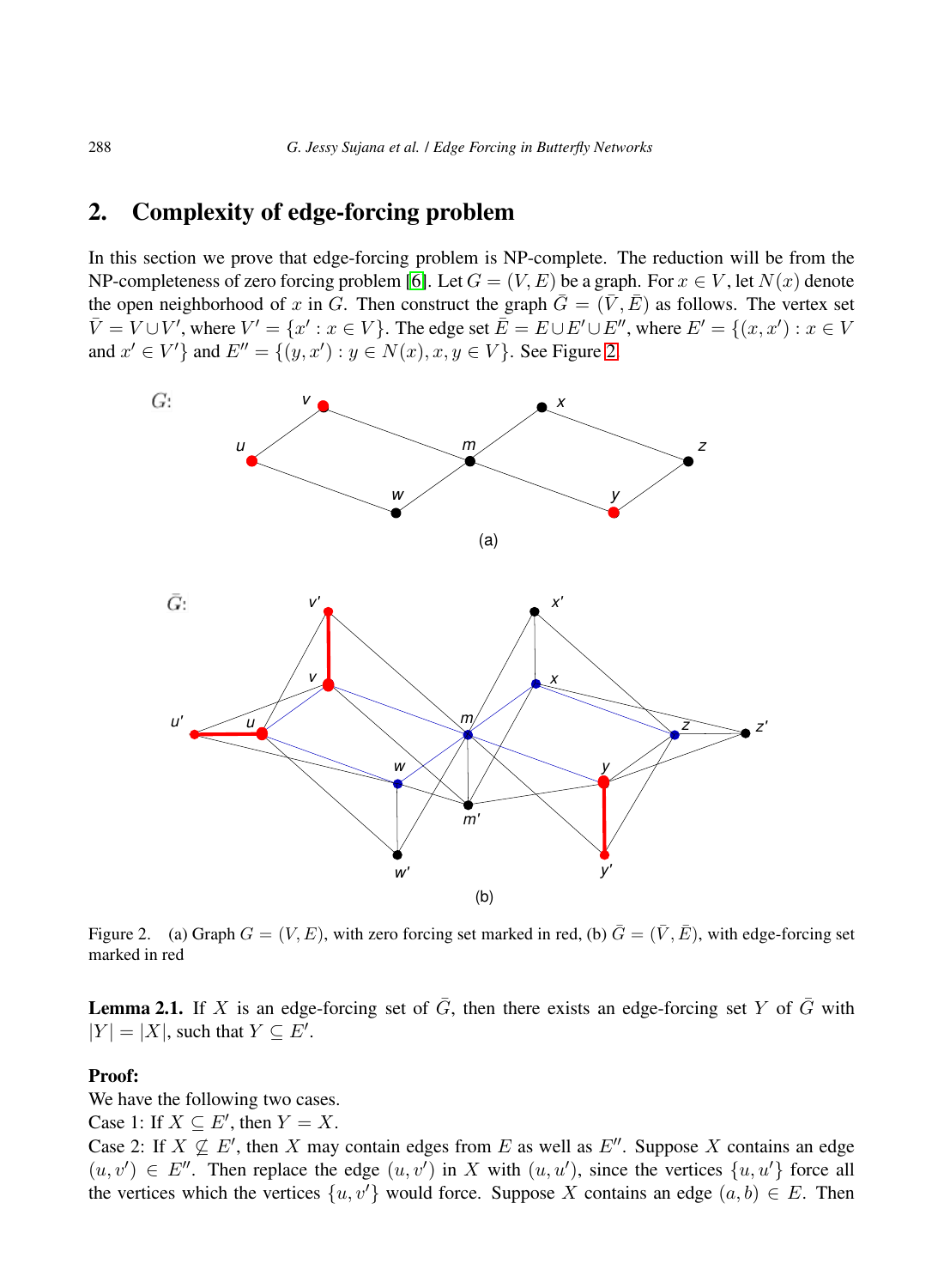## 2. Complexity of edge-forcing problem

In this section we prove that edge-forcing problem is NP-complete. The reduction will be from the NP-completeness of zero forcing problem [6]. Let $G = (V, E)$ be a graph. For $x \in V$, let $N(x)$ denote the open neighborhood of $x$ in $G$. Then construct the graph $\bar{G} = (\bar{V}, \bar{E})$ as follows. The vertex set $\bar{V} = V \cup V'$, where $V' = \{x' : x \in V\}$. The edge set $\bar{E} = E \cup E' \cup E''$, where $E' = \{(x, x') : x \in V$ and $x' \in V'\}$ and $E'' = \{(y, x') : y \in N(x), x, y \in V\}$. See Figure 2.

Figure 2. (a) Graph $G = (V, E)$, with zero forcing set marked in red, (b) $\bar{G} = (\bar{V}, \bar{E})$, with edge-forcing set marked in red

**Lemma 2.1.** If $X$ is an edge-forcing set of $\bar{G}$, then there exists an edge-forcing set $Y$ of $\bar{G}$ with $|Y| = |X|$, such that $Y \subseteq E'$.

**Proof:**
We have the following two cases.
Case 1: If $X \subseteq E'$, then $Y = X$.
Case 2: If $X \not\subseteq E'$, then $X$ may contain edges from $E$ as well as $E''$. Suppose $X$ contains an edge $(u, v') \in E''$. Then replace the edge $(u, v')$ in $X$ with $(u, u')$, since the vertices $\{u, u'\}$ force all the vertices which the vertices $\{u, v'\}$ would force. Suppose $X$ contains an edge $(a, b) \in E$. Then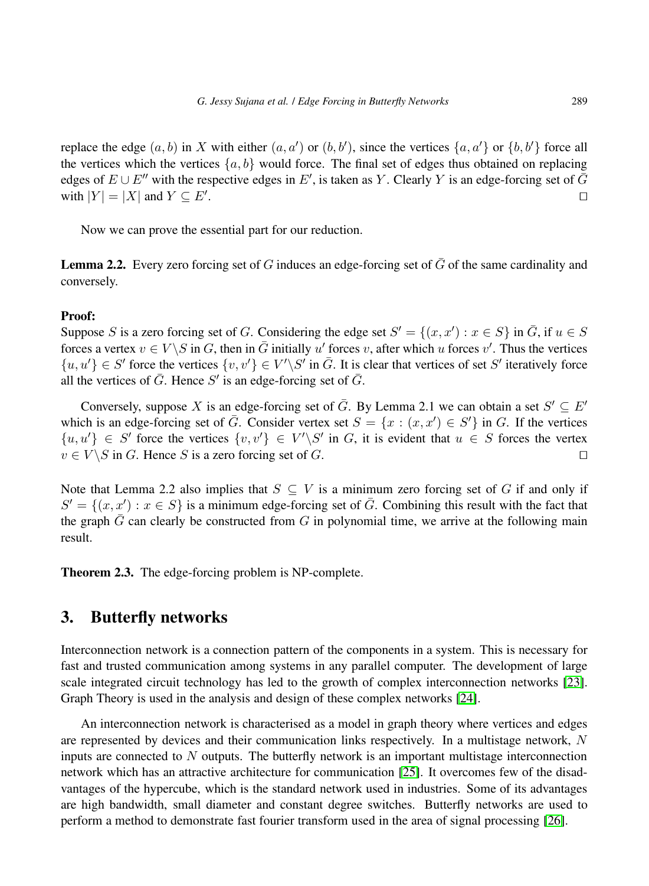replace the edge $(a, b)$ in $X$ with either $(a, a')$ or $(b, b')$, since the vertices $\{a, a'\}$ or $\{b, b'\}$ force all the vertices which the vertices $\{a, b\}$ would force. The final set of edges thus obtained on replacing edges of $E \cup E''$ with the respective edges in $E'$, is taken as $Y$. Clearly $Y$ is an edge-forcing set of $\bar{G}$ with $|Y| = |X|$ and $Y \subseteq E'$. □

Now we can prove the essential part for our reduction.

**Lemma 2.2.** Every zero forcing set of $G$ induces an edge-forcing set of $\bar{G}$ of the same cardinality and conversely.

**Proof:**
Suppose $S$ is a zero forcing set of $G$. Considering the edge set $S' = \{(x, x') : x \in S\}$ in $\bar{G}$, if $u \in S$ forces a vertex $v \in V \backslash S$ in $G$, then in $\bar{G}$ initially $u'$ forces $v$, after which $u$ forces $v'$. Thus the vertices $\{u, u'\} \in S'$ force the vertices $\{v, v'\} \in V' \backslash S'$ in $\bar{G}$. It is clear that vertices of set $S'$ iteratively force all the vertices of $\bar{G}$. Hence $S'$ is an edge-forcing set of $\bar{G}$.

Conversely, suppose $X$ is an edge-forcing set of $\bar{G}$. By Lemma 2.1 we can obtain a set $S' \subseteq E'$ which is an edge-forcing set of $\bar{G}$. Consider vertex set $S = \{x : (x, x') \in S'\}$ in $G$. If the vertices $\{u, u'\} \in S'$ force the vertices $\{v, v'\} \in V' \backslash S'$ in $G$, it is evident that $u \in S$ forces the vertex $v \in V \backslash S$ in $G$. Hence $S$ is a zero forcing set of $G$. □

Note that Lemma 2.2 also implies that $S \subseteq V$ is a minimum zero forcing set of $G$ if and only if $S' = \{(x, x') : x \in S\}$ is a minimum edge-forcing set of $\bar{G}$. Combining this result with the fact that the graph $\bar{G}$ can clearly be constructed from $G$ in polynomial time, we arrive at the following main result.

**Theorem 2.3.** The edge-forcing problem is NP-complete.

## 3. Butterfly networks

Interconnection network is a connection pattern of the components in a system. This is necessary for fast and trusted communication among systems in any parallel computer. The development of large scale integrated circuit technology has led to the growth of complex interconnection networks [23]. Graph Theory is used in the analysis and design of these complex networks [24].

An interconnection network is characterised as a model in graph theory where vertices and edges are represented by devices and their communication links respectively. In a multistage network, $N$ inputs are connected to $N$ outputs. The butterfly network is an important multistage interconnection network which has an attractive architecture for communication [25]. It overcomes few of the disadvantages of the hypercube, which is the standard network used in industries. Some of its advantages are high bandwidth, small diameter and constant degree switches. Butterfly networks are used to perform a method to demonstrate fast fourier transform used in the area of signal processing [26].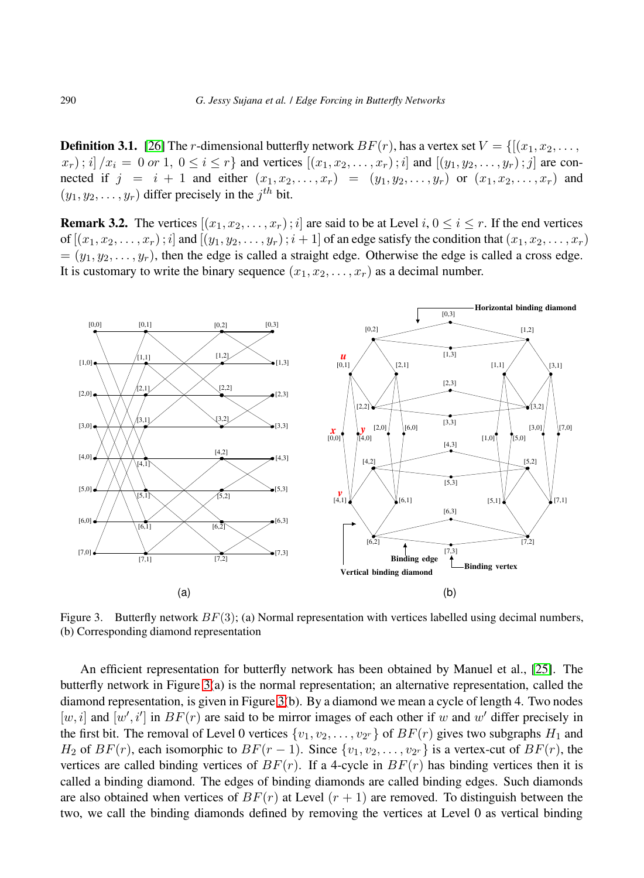**Definition 3.1.** [26] The $r$-dimensional butterfly network $BF(r)$, has a vertex set $V = \{[(x_1, x_2, \ldots, x_r)\,;i]\,/x_i = 0 \text{ or } 1,\ 0 \le i \le r\}$ and vertices $[(x_1, x_2, \ldots, x_r)\,;i]$ and $[(y_1, y_2, \ldots, y_r)\,;j]$ are connected if $j = i + 1$ and either $(x_1, x_2, \ldots, x_r) = (y_1, y_2, \ldots, y_r)$ or $(x_1, x_2, \ldots, x_r)$ and $(y_1, y_2, \ldots, y_r)$ differ precisely in the $j^{th}$ bit.

**Remark 3.2.** The vertices $[(x_1, x_2, \ldots, x_r)\,;i]$ are said to be at Level $i$, $0 \le i \le r$. If the end vertices of $[(x_1, x_2, \ldots, x_r)\,;i]$ and $[(y_1, y_2, \ldots, y_r)\,;i+1]$ of an edge satisfy the condition that $(x_1, x_2, \ldots, x_r) = (y_1, y_2, \ldots, y_r)$, then the edge is called a straight edge. Otherwise the edge is called a cross edge. It is customary to write the binary sequence $(x_1, x_2, \ldots, x_r)$ as a decimal number.

Figure 3. Butterfly network $BF(3)$; (a) Normal representation with vertices labelled using decimal numbers, (b) Corresponding diamond representation

An efficient representation for butterfly network has been obtained by Manuel et al., [25]. The butterfly network in Figure 3(a) is the normal representation; an alternative representation, called the diamond representation, is given in Figure 3(b). By a diamond we mean a cycle of length 4. Two nodes $[w, i]$ and $[w', i']$ in $BF(r)$ are said to be mirror images of each other if $w$ and $w'$ differ precisely in the first bit. The removal of Level 0 vertices $\{v_1, v_2, \ldots, v_{2^r}\}$ of $BF(r)$ gives two subgraphs $H_1$ and $H_2$ of $BF(r)$, each isomorphic to $BF(r-1)$. Since $\{v_1, v_2, \ldots, v_{2^r}\}$ is a vertex-cut of $BF(r)$, the vertices are called binding vertices of $BF(r)$. If a 4-cycle in $BF(r)$ has binding vertices then it is called a binding diamond. The edges of binding diamonds are called binding edges. Such diamonds are also obtained when vertices of $BF(r)$ at Level $(r+1)$ are removed. To distinguish between the two, we call the binding diamonds defined by removing the vertices at Level 0 as vertical binding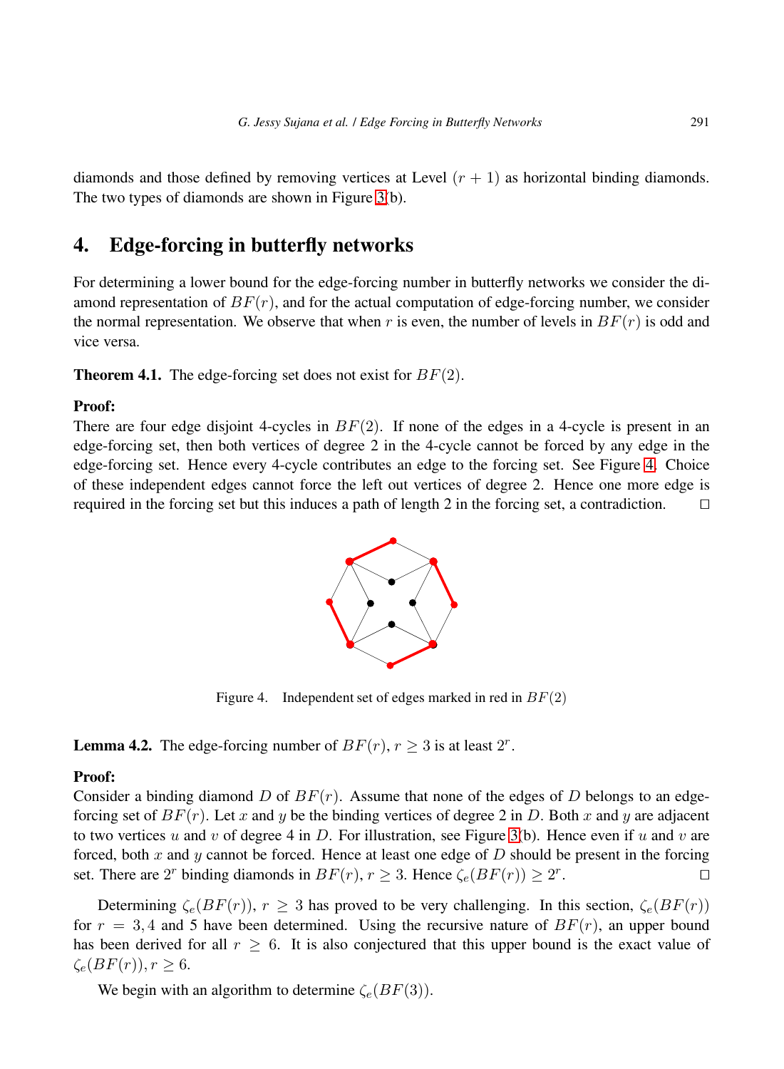diamonds and those defined by removing vertices at Level $(r+1)$ as horizontal binding diamonds. The two types of diamonds are shown in Figure 3(b).

## 4. Edge-forcing in butterfly networks

For determining a lower bound for the edge-forcing number in butterfly networks we consider the diamond representation of $BF(r)$, and for the actual computation of edge-forcing number, we consider the normal representation. We observe that when $r$ is even, the number of levels in $BF(r)$ is odd and vice versa.

**Theorem 4.1.** The edge-forcing set does not exist for $BF(2)$.

**Proof:**
There are four edge disjoint 4-cycles in $BF(2)$. If none of the edges in a 4-cycle is present in an edge-forcing set, then both vertices of degree 2 in the 4-cycle cannot be forced by any edge in the edge-forcing set. Hence every 4-cycle contributes an edge to the forcing set. See Figure 4. Choice of these independent edges cannot force the left out vertices of degree 2. Hence one more edge is required in the forcing set but this induces a path of length 2 in the forcing set, a contradiction. □

Figure 4. Independent set of edges marked in red in $BF(2)$

**Lemma 4.2.** The edge-forcing number of $BF(r)$, $r \geq 3$ is at least $2^r$.

**Proof:**
Consider a binding diamond $D$ of $BF(r)$. Assume that none of the edges of $D$ belongs to an edge-forcing set of $BF(r)$. Let $x$ and $y$ be the binding vertices of degree 2 in $D$. Both $x$ and $y$ are adjacent to two vertices $u$ and $v$ of degree 4 in $D$. For illustration, see Figure 3(b). Hence even if $u$ and $v$ are forced, both $x$ and $y$ cannot be forced. Hence at least one edge of $D$ should be present in the forcing set. There are $2^r$ binding diamonds in $BF(r)$, $r \geq 3$. Hence $\zeta_e(BF(r)) \geq 2^r$. □

Determining $\zeta_e(BF(r))$, $r \geq 3$ has proved to be very challenging. In this section, $\zeta_e(BF(r))$ for $r = 3, 4$ and $5$ have been determined. Using the recursive nature of $BF(r)$, an upper bound has been derived for all $r \geq 6$. It is also conjectured that this upper bound is the exact value of $\zeta_e(BF(r)), r \geq 6$.

We begin with an algorithm to determine $\zeta_e(BF(3))$.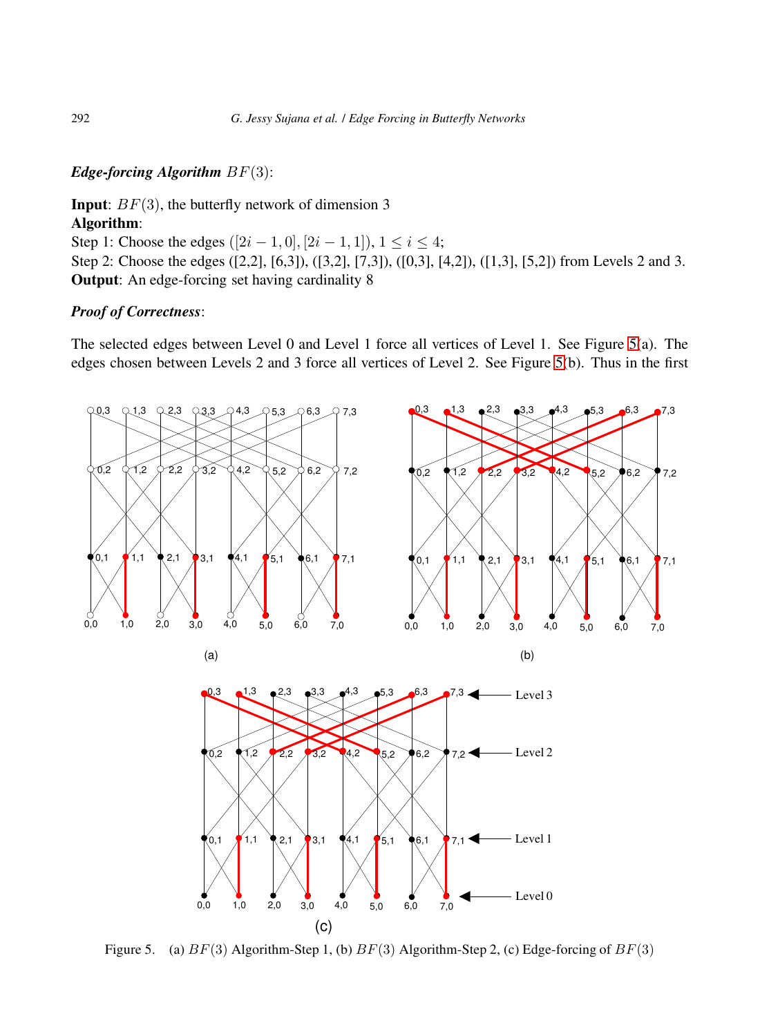***Edge-forcing Algorithm*** $BF(3)$:

**Input**: $BF(3)$, the butterfly network of dimension 3
**Algorithm**:
Step 1: Choose the edges $([2i-1, 0], [2i-1, 1])$, $1 \le i \le 4$;
Step 2: Choose the edges ([2,2], [6,3]), ([3,2], [7,3]), ([0,3], [4,2]), ([1,3], [5,2]) from Levels 2 and 3.
**Output**: An edge-forcing set having cardinality 8

***Proof of Correctness***:

The selected edges between Level 0 and Level 1 force all vertices of Level 1. See Figure 5(a). The edges chosen between Levels 2 and 3 force all vertices of Level 2. See Figure 5(b). Thus in the first

Figure 5. (a) $BF(3)$ Algorithm-Step 1, (b) $BF(3)$ Algorithm-Step 2, (c) Edge-forcing of $BF(3)$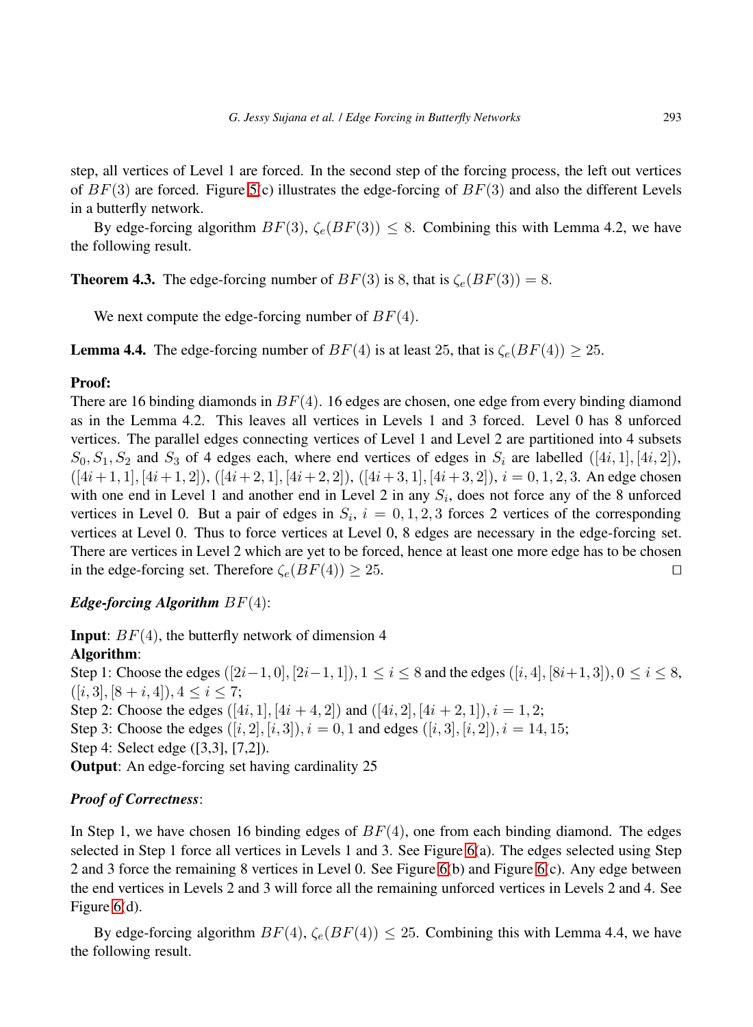step, all vertices of Level 1 are forced. In the second step of the forcing process, the left out vertices of $BF(3)$ are forced. Figure 5(c) illustrates the edge-forcing of $BF(3)$ and also the different Levels in a butterfly network.

By edge-forcing algorithm $BF(3)$, $\zeta_e(BF(3)) \leq 8$. Combining this with Lemma 4.2, we have the following result.

**Theorem 4.3.** The edge-forcing number of $BF(3)$ is 8, that is $\zeta_e(BF(3)) = 8$.

We next compute the edge-forcing number of $BF(4)$.

**Lemma 4.4.** The edge-forcing number of $BF(4)$ is at least 25, that is $\zeta_e(BF(4)) \geq 25$.

**Proof:**
There are 16 binding diamonds in $BF(4)$. 16 edges are chosen, one edge from every binding diamond as in the Lemma 4.2. This leaves all vertices in Levels 1 and 3 forced. Level 0 has 8 unforced vertices. The parallel edges connecting vertices of Level 1 and Level 2 are partitioned into 4 subsets $S_0, S_1, S_2$ and $S_3$ of 4 edges each, where end vertices of edges in $S_i$ are labelled $([4i, 1], [4i, 2])$, $([4i+1, 1], [4i+1, 2])$, $([4i+2, 1], [4i+2, 2])$, $([4i+3, 1], [4i+3, 2])$, $i = 0, 1, 2, 3$. An edge chosen with one end in Level 1 and another end in Level 2 in any $S_i$, does not force any of the 8 unforced vertices in Level 0. But a pair of edges in $S_i$, $i = 0, 1, 2, 3$ forces 2 vertices of the corresponding vertices at Level 0. Thus to force vertices at Level 0, 8 edges are necessary in the edge-forcing set. There are vertices in Level 2 which are yet to be forced, hence at least one more edge has to be chosen in the edge-forcing set. Therefore $\zeta_e(BF(4)) \geq 25$. ◻

***Edge-forcing Algorithm*** $BF(4)$:

**Input**: $BF(4)$, the butterfly network of dimension 4
**Algorithm**:
Step 1: Choose the edges $([2i-1, 0], [2i-1, 1]), 1 \leq i \leq 8$ and the edges $([i, 4], [8i+1, 3]), 0 \leq i \leq 8$, $([i, 3], [8+i, 4]), 4 \leq i \leq 7$;
Step 2: Choose the edges $([4i, 1], [4i+4, 2])$ and $([4i, 2], [4i+2, 1]), i = 1, 2$;
Step 3: Choose the edges $([i, 2], [i, 3]), i = 0, 1$ and edges $([i, 3], [i, 2]), i = 14, 15$;
Step 4: Select edge ([3,3], [7,2]).
**Output**: An edge-forcing set having cardinality 25

***Proof of Correctness***:

In Step 1, we have chosen 16 binding edges of $BF(4)$, one from each binding diamond. The edges selected in Step 1 force all vertices in Levels 1 and 3. See Figure 6(a). The edges selected using Step 2 and 3 force the remaining 8 vertices in Level 0. See Figure 6(b) and Figure 6(c). Any edge between the end vertices in Levels 2 and 3 will force all the remaining unforced vertices in Levels 2 and 4. See Figure 6(d).

By edge-forcing algorithm $BF(4)$, $\zeta_e(BF(4)) \leq 25$. Combining this with Lemma 4.4, we have the following result.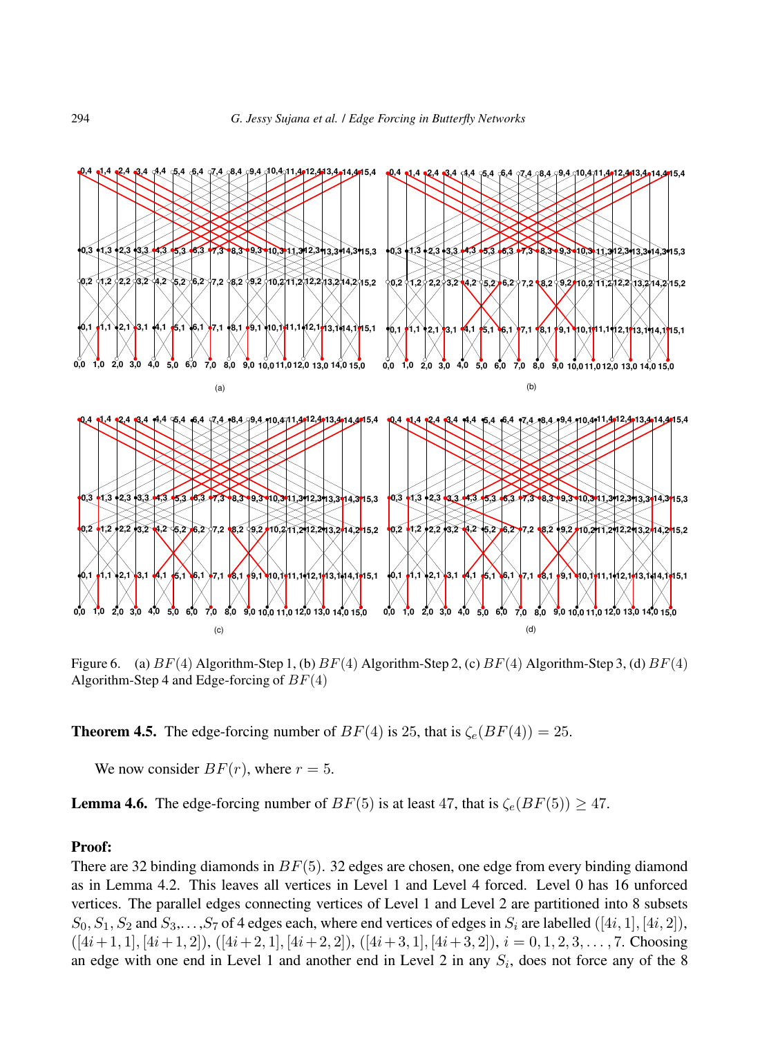Figure 6. (a) $BF(4)$ Algorithm-Step 1, (b) $BF(4)$ Algorithm-Step 2, (c) $BF(4)$ Algorithm-Step 3, (d) $BF(4)$ Algorithm-Step 4 and Edge-forcing of $BF(4)$

**Theorem 4.5.** The edge-forcing number of $BF(4)$ is 25, that is $\zeta_e(BF(4)) = 25$.

We now consider $BF(r)$, where $r = 5$.

**Lemma 4.6.** The edge-forcing number of $BF(5)$ is at least 47, that is $\zeta_e(BF(5)) \geq 47$.

**Proof:**

There are 32 binding diamonds in $BF(5)$. 32 edges are chosen, one edge from every binding diamond as in Lemma 4.2. This leaves all vertices in Level 1 and Level 4 forced. Level 0 has 16 unforced vertices. The parallel edges connecting vertices of Level 1 and Level 2 are partitioned into 8 subsets $S_0, S_1, S_2$ and $S_3, \ldots, S_7$ of 4 edges each, where end vertices of edges in $S_i$ are labelled $([4i, 1], [4i, 2])$, $([4i+1, 1], [4i+1, 2])$, $([4i+2, 1], [4i+2, 2])$, $([4i+3, 1], [4i+3, 2])$, $i = 0, 1, 2, 3, \ldots, 7$. Choosing an edge with one end in Level 1 and another end in Level 2 in any $S_i$, does not force any of the 8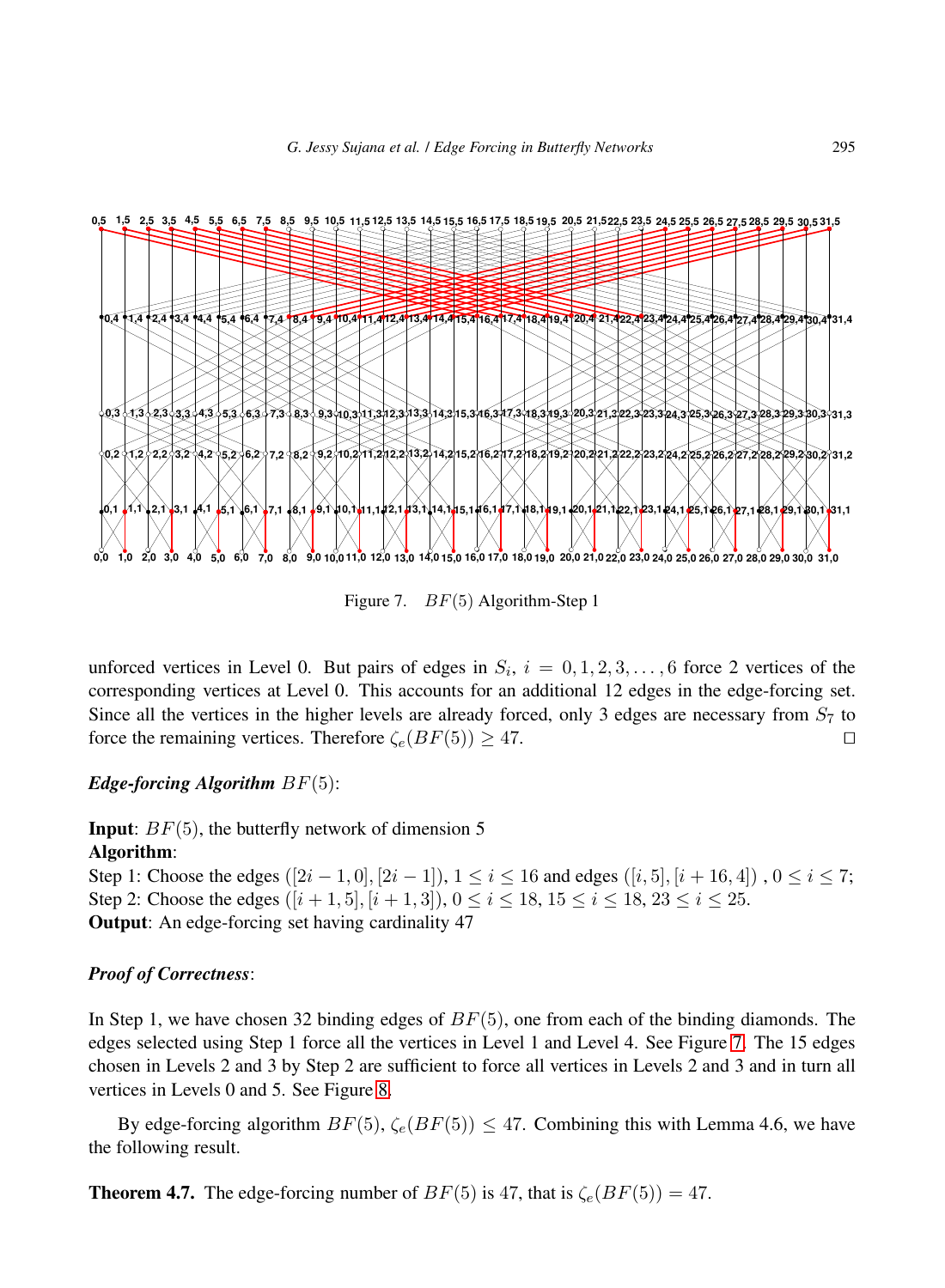Figure 7. $BF(5)$ Algorithm-Step 1

unforced vertices in Level 0. But pairs of edges in $S_i$, $i = 0, 1, 2, 3, \ldots, 6$ force 2 vertices of the corresponding vertices at Level 0. This accounts for an additional 12 edges in the edge-forcing set. Since all the vertices in the higher levels are already forced, only 3 edges are necessary from $S_7$ to force the remaining vertices. Therefore $\zeta_e(BF(5)) \geq 47$. □

***Edge-forcing Algorithm*** $BF(5)$:

**Input**: $BF(5)$, the butterfly network of dimension 5
**Algorithm**:
Step 1: Choose the edges $([2i-1, 0], [2i-1])$, $1 \leq i \leq 16$ and edges $([i, 5], [i+16, 4])$, $0 \leq i \leq 7$;
Step 2: Choose the edges $([i+1, 5], [i+1, 3])$, $0 \leq i \leq 18$, $15 \leq i \leq 18$, $23 \leq i \leq 25$.
**Output**: An edge-forcing set having cardinality 47

***Proof of Correctness***:

In Step 1, we have chosen 32 binding edges of $BF(5)$, one from each of the binding diamonds. The edges selected using Step 1 force all the vertices in Level 1 and Level 4. See Figure 7. The 15 edges chosen in Levels 2 and 3 by Step 2 are sufficient to force all vertices in Levels 2 and 3 and in turn all vertices in Levels 0 and 5. See Figure 8.

By edge-forcing algorithm $BF(5)$, $\zeta_e(BF(5)) \leq 47$. Combining this with Lemma 4.6, we have the following result.

**Theorem 4.7.** The edge-forcing number of $BF(5)$ is 47, that is $\zeta_e(BF(5)) = 47$.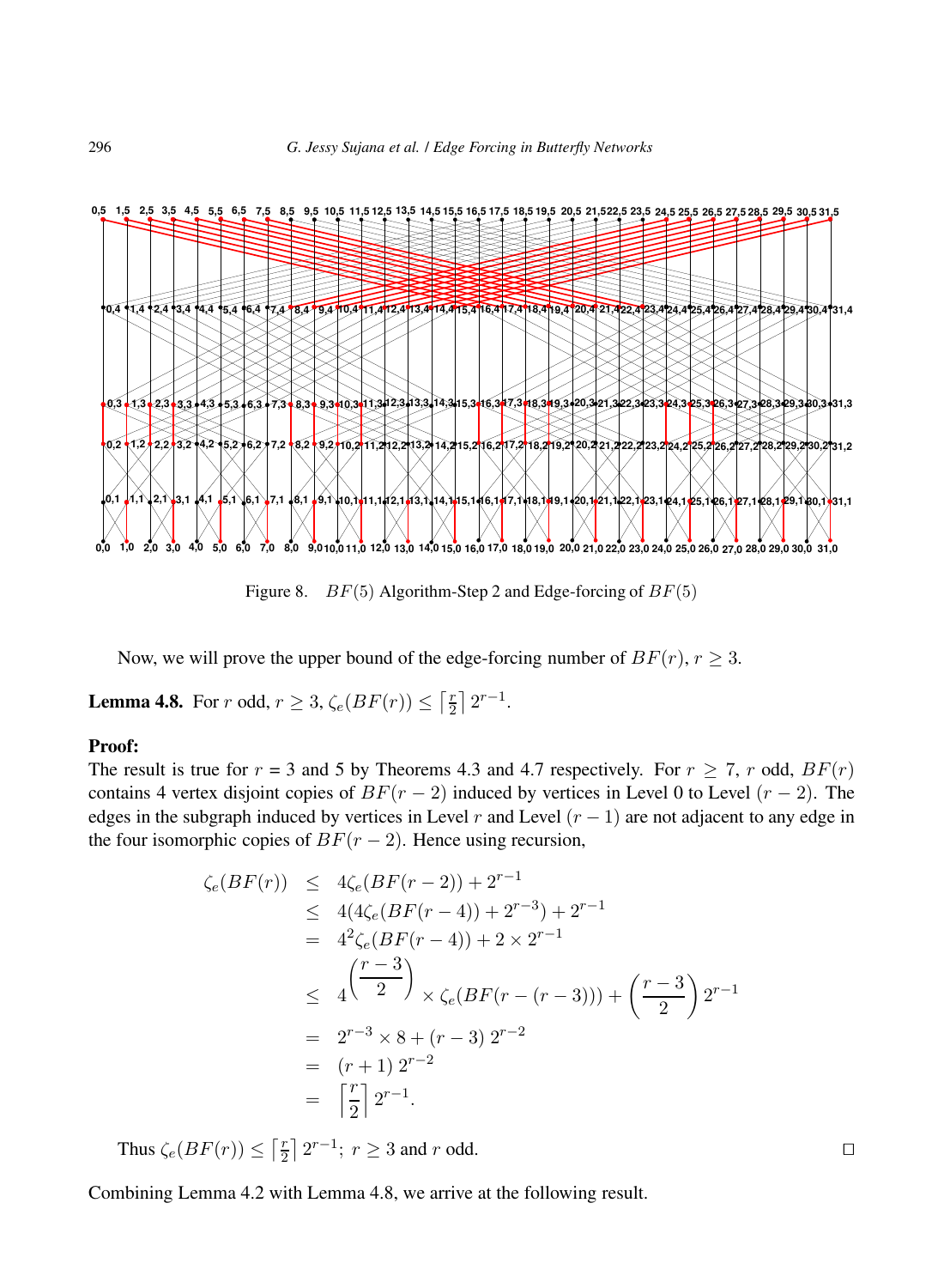Figure 8. $BF(5)$ Algorithm-Step 2 and Edge-forcing of $BF(5)$

Now, we will prove the upper bound of the edge-forcing number of $BF(r)$, $r \geq 3$.

**Lemma 4.8.** For $r$ odd, $r \geq 3$, $\zeta_e(BF(r)) \leq \left\lceil \frac{r}{2} \right\rceil 2^{r-1}$.

**Proof:**
The result is true for $r = 3$ and 5 by Theorems 4.3 and 4.7 respectively. For $r \geq 7$, $r$ odd, $BF(r)$ contains 4 vertex disjoint copies of $BF(r-2)$ induced by vertices in Level 0 to Level $(r-2)$. The edges in the subgraph induced by vertices in Level $r$ and Level $(r-1)$ are not adjacent to any edge in the four isomorphic copies of $BF(r-2)$. Hence using recursion,

$$
\begin{aligned}
\zeta_e(BF(r)) &\leq 4\zeta_e(BF(r-2)) + 2^{r-1} \\
&\leq 4(4\zeta_e(BF(r-4)) + 2^{r-3}) + 2^{r-1} \\
&= 4^2\zeta_e(BF(r-4)) + 2 \times 2^{r-1} \\
&\leq 4^{\left(\dfrac{r-3}{2}\right)} \times \zeta_e(BF(r-(r-3))) + \left(\frac{r-3}{2}\right) 2^{r-1} \\
&= 2^{r-3} \times 8 + (r-3)\, 2^{r-2} \\
&= (r+1)\, 2^{r-2} \\
&= \left\lceil \frac{r}{2} \right\rceil 2^{r-1}.
\end{aligned}
$$

Thus $\zeta_e(BF(r)) \leq \left\lceil \frac{r}{2} \right\rceil 2^{r-1};\ r \geq 3$ and $r$ odd. $\square$

Combining Lemma 4.2 with Lemma 4.8, we arrive at the following result.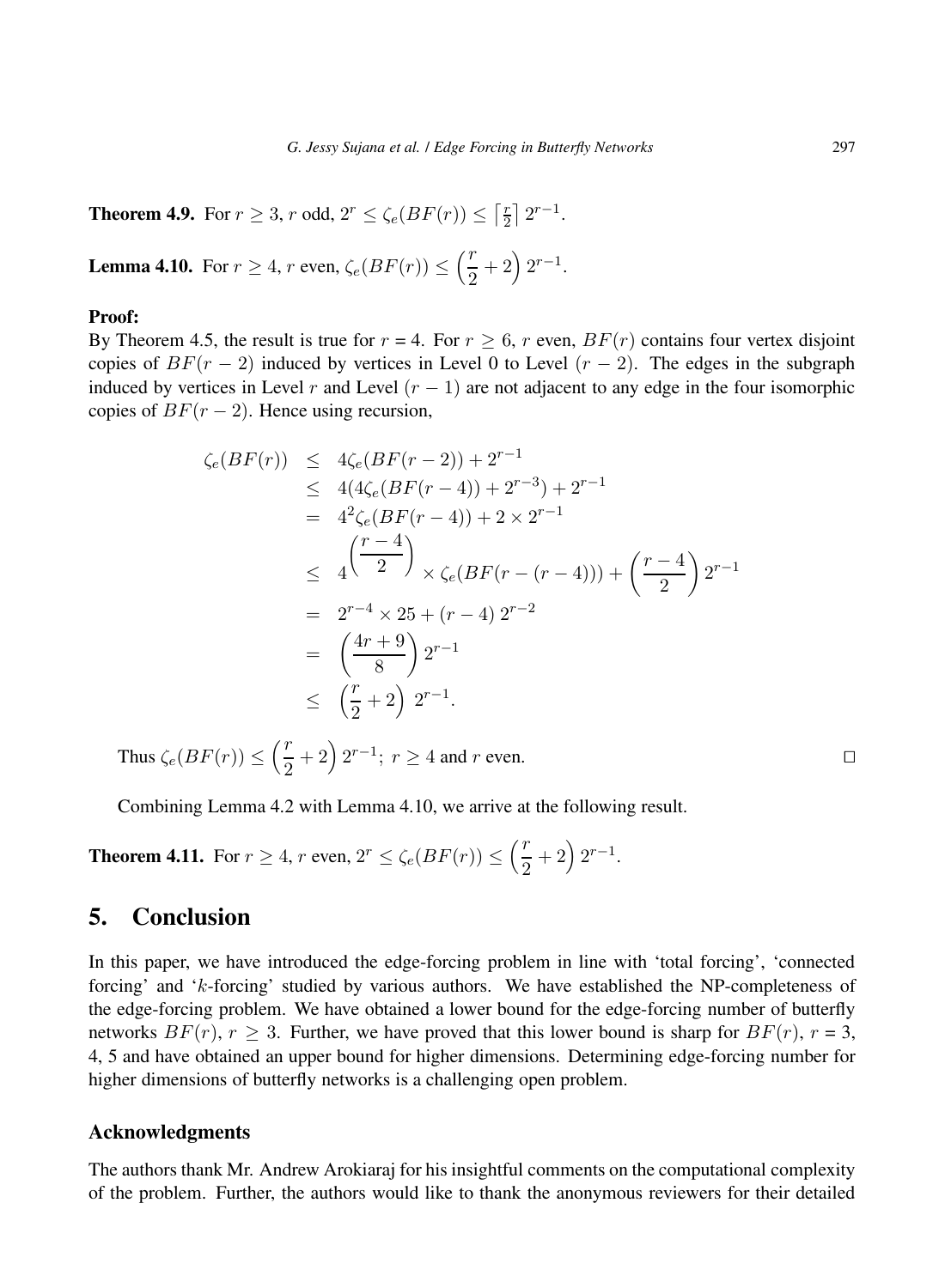**Theorem 4.9.** For $r \geq 3$, $r$ odd, $2^r \leq \zeta_e(BF(r)) \leq \left\lceil \frac{r}{2} \right\rceil 2^{r-1}$.

**Lemma 4.10.** For $r \geq 4$, $r$ even, $\zeta_e(BF(r)) \leq \left(\dfrac{r}{2}+2\right) 2^{r-1}$.

**Proof:**
By Theorem 4.5, the result is true for $r$ = 4. For $r \geq 6$, $r$ even, $BF(r)$ contains four vertex disjoint copies of $BF(r-2)$ induced by vertices in Level 0 to Level $(r-2)$. The edges in the subgraph induced by vertices in Level $r$ and Level $(r-1)$ are not adjacent to any edge in the four isomorphic copies of $BF(r-2)$. Hence using recursion,

$$
\begin{aligned}
\zeta_e(BF(r)) &\leq 4\zeta_e(BF(r-2)) + 2^{r-1} \\
&\leq 4(4\zeta_e(BF(r-4)) + 2^{r-3}) + 2^{r-1} \\
&= 4^2\zeta_e(BF(r-4)) + 2 \times 2^{r-1} \\
&\leq 4^{\left(\dfrac{r-4}{2}\right)} \times \zeta_e(BF(r-(r-4))) + \left(\frac{r-4}{2}\right) 2^{r-1} \\
&= 2^{r-4} \times 25 + (r-4)\, 2^{r-2} \\
&= \left(\frac{4r+9}{8}\right) 2^{r-1} \\
&\leq \left(\frac{r}{2}+2\right)\, 2^{r-1}.
\end{aligned}
$$

Thus $\zeta_e(BF(r)) \leq \left(\dfrac{r}{2}+2\right) 2^{r-1};\ r \geq 4$ and $r$ even. □

Combining Lemma 4.2 with Lemma 4.10, we arrive at the following result.

**Theorem 4.11.** For $r \geq 4$, $r$ even, $2^r \leq \zeta_e(BF(r)) \leq \left(\dfrac{r}{2}+2\right) 2^{r-1}$.

## 5. Conclusion

In this paper, we have introduced the edge-forcing problem in line with 'total forcing', 'connected forcing' and '$k$-forcing' studied by various authors. We have established the NP-completeness of the edge-forcing problem. We have obtained a lower bound for the edge-forcing number of butterfly networks $BF(r)$, $r \geq 3$. Further, we have proved that this lower bound is sharp for $BF(r)$, $r$ = 3, 4, 5 and have obtained an upper bound for higher dimensions. Determining edge-forcing number for higher dimensions of butterfly networks is a challenging open problem.

### Acknowledgments

The authors thank Mr. Andrew Arokiaraj for his insightful comments on the computational complexity of the problem. Further, the authors would like to thank the anonymous reviewers for their detailed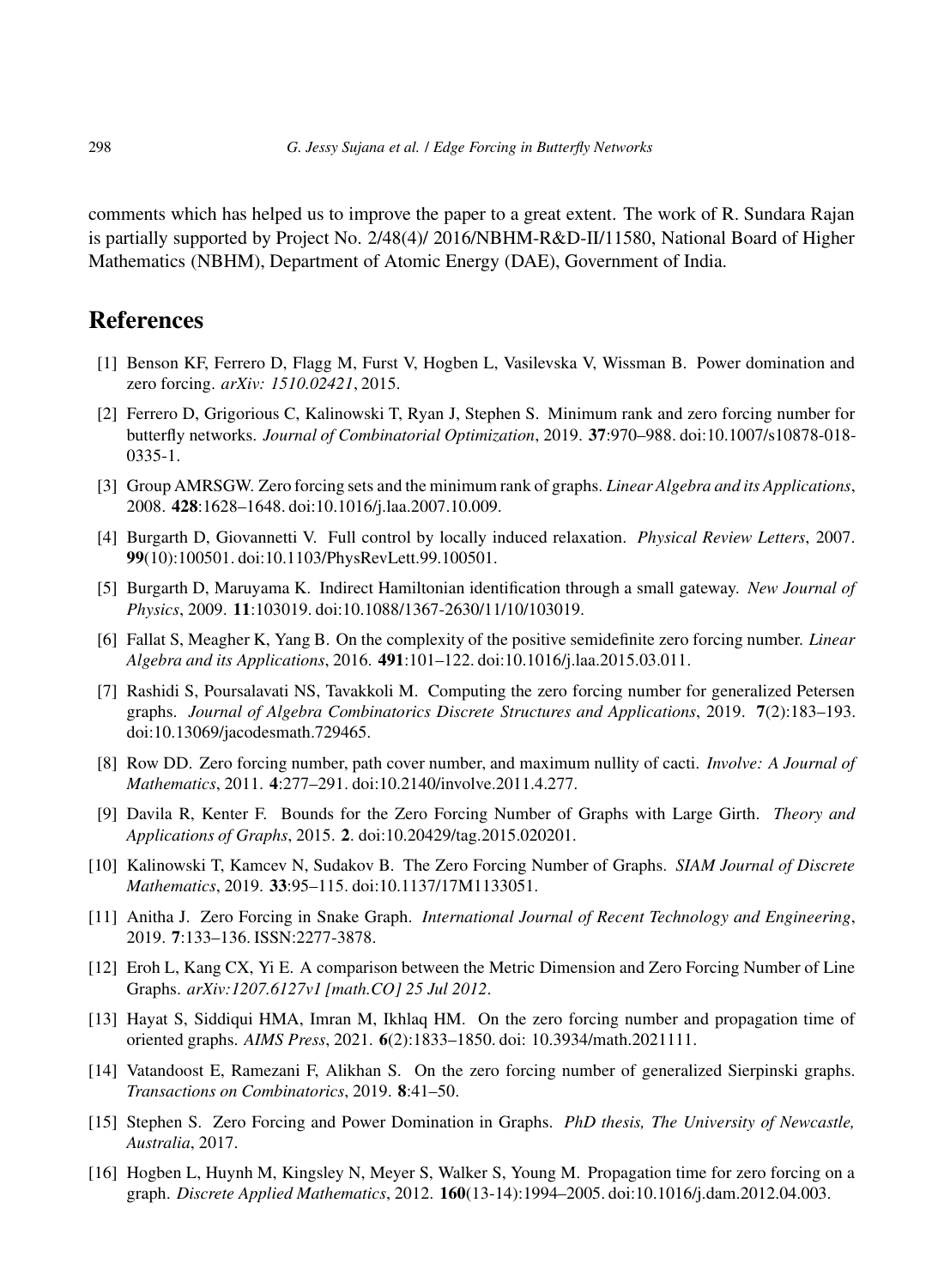comments which has helped us to improve the paper to a great extent. The work of R. Sundara Rajan is partially supported by Project No. 2/48(4)/ 2016/NBHM-R&D-II/11580, National Board of Higher Mathematics (NBHM), Department of Atomic Energy (DAE), Government of India.

## References

[1] Benson KF, Ferrero D, Flagg M, Furst V, Hogben L, Vasilevska V, Wissman B. Power domination and zero forcing. *arXiv: 1510.02421*, 2015.

[2] Ferrero D, Grigorious C, Kalinowski T, Ryan J, Stephen S. Minimum rank and zero forcing number for butterfly networks. *Journal of Combinatorial Optimization*, 2019. **37**:970–988. doi:10.1007/s10878-018-0335-1.

[3] Group AMRSGW. Zero forcing sets and the minimum rank of graphs. *Linear Algebra and its Applications*, 2008. **428**:1628–1648. doi:10.1016/j.laa.2007.10.009.

[4] Burgarth D, Giovannetti V. Full control by locally induced relaxation. *Physical Review Letters*, 2007. **99**(10):100501. doi:10.1103/PhysRevLett.99.100501.

[5] Burgarth D, Maruyama K. Indirect Hamiltonian identification through a small gateway. *New Journal of Physics*, 2009. **11**:103019. doi:10.1088/1367-2630/11/10/103019.

[6] Fallat S, Meagher K, Yang B. On the complexity of the positive semidefinite zero forcing number. *Linear Algebra and its Applications*, 2016. **491**:101–122. doi:10.1016/j.laa.2015.03.011.

[7] Rashidi S, Poursalavati NS, Tavakkoli M. Computing the zero forcing number for generalized Petersen graphs. *Journal of Algebra Combinatorics Discrete Structures and Applications*, 2019. **7**(2):183–193. doi:10.13069/jacodesmath.729465.

[8] Row DD. Zero forcing number, path cover number, and maximum nullity of cacti. *Involve: A Journal of Mathematics*, 2011. **4**:277–291. doi:10.2140/involve.2011.4.277.

[9] Davila R, Kenter F. Bounds for the Zero Forcing Number of Graphs with Large Girth. *Theory and Applications of Graphs*, 2015. **2**. doi:10.20429/tag.2015.020201.

[10] Kalinowski T, Kamcev N, Sudakov B. The Zero Forcing Number of Graphs. *SIAM Journal of Discrete Mathematics*, 2019. **33**:95–115. doi:10.1137/17M1133051.

[11] Anitha J. Zero Forcing in Snake Graph. *International Journal of Recent Technology and Engineering*, 2019. **7**:133–136. ISSN:2277-3878.

[12] Eroh L, Kang CX, Yi E. A comparison between the Metric Dimension and Zero Forcing Number of Line Graphs. *arXiv:1207.6127v1 [math.CO] 25 Jul 2012*.

[13] Hayat S, Siddiqui HMA, Imran M, Ikhlaq HM. On the zero forcing number and propagation time of oriented graphs. *AIMS Press*, 2021. **6**(2):1833–1850. doi: 10.3934/math.2021111.

[14] Vatandoost E, Ramezani F, Alikhan S. On the zero forcing number of generalized Sierpinski graphs. *Transactions on Combinatorics*, 2019. **8**:41–50.

[15] Stephen S. Zero Forcing and Power Domination in Graphs. *PhD thesis, The University of Newcastle, Australia*, 2017.

[16] Hogben L, Huynh M, Kingsley N, Meyer S, Walker S, Young M. Propagation time for zero forcing on a graph. *Discrete Applied Mathematics*, 2012. **160**(13-14):1994–2005. doi:10.1016/j.dam.2012.04.003.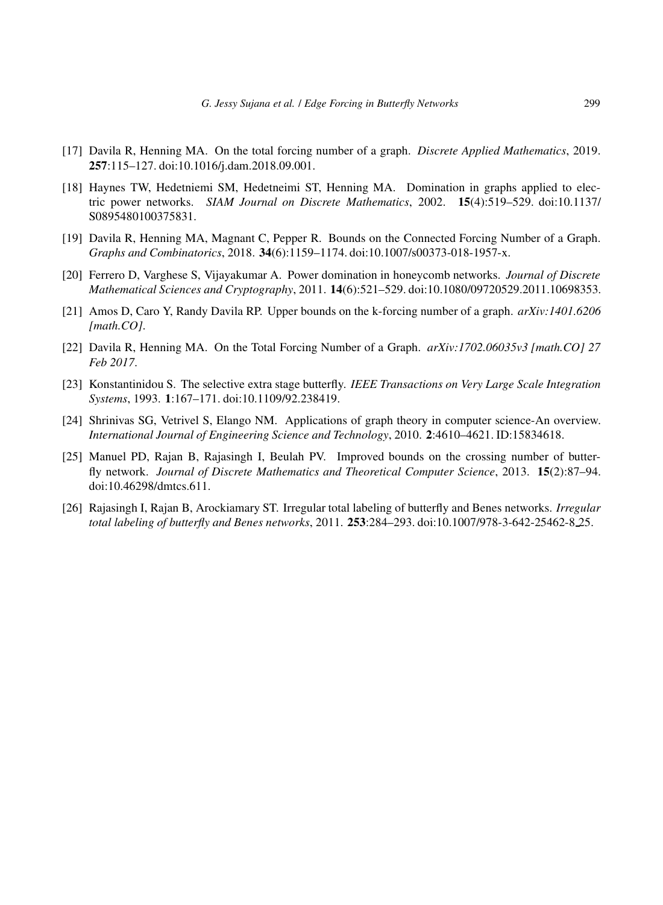[17] Davila R, Henning MA. On the total forcing number of a graph. *Discrete Applied Mathematics*, 2019. **257**:115–127. doi:10.1016/j.dam.2018.09.001.

[18] Haynes TW, Hedetniemi SM, Hedetneimi ST, Henning MA. Domination in graphs applied to electric power networks. *SIAM Journal on Discrete Mathematics*, 2002. **15**(4):519–529. doi:10.1137/S0895480100375831.

[19] Davila R, Henning MA, Magnant C, Pepper R. Bounds on the Connected Forcing Number of a Graph. *Graphs and Combinatorics*, 2018. **34**(6):1159–1174. doi:10.1007/s00373-018-1957-x.

[20] Ferrero D, Varghese S, Vijayakumar A. Power domination in honeycomb networks. *Journal of Discrete Mathematical Sciences and Cryptography*, 2011. **14**(6):521–529. doi:10.1080/09720529.2011.10698353.

[21] Amos D, Caro Y, Randy Davila RP. Upper bounds on the k-forcing number of a graph. *arXiv:1401.6206 [math.CO]*.

[22] Davila R, Henning MA. On the Total Forcing Number of a Graph. *arXiv:1702.06035v3 [math.CO] 27 Feb 2017*.

[23] Konstantinidou S. The selective extra stage butterfly. *IEEE Transactions on Very Large Scale Integration Systems*, 1993. **1**:167–171. doi:10.1109/92.238419.

[24] Shrinivas SG, Vetrivel S, Elango NM. Applications of graph theory in computer science-An overview. *International Journal of Engineering Science and Technology*, 2010. **2**:4610–4621. ID:15834618.

[25] Manuel PD, Rajan B, Rajasingh I, Beulah PV. Improved bounds on the crossing number of butterfly network. *Journal of Discrete Mathematics and Theoretical Computer Science*, 2013. **15**(2):87–94. doi:10.46298/dmtcs.611.

[26] Rajasingh I, Rajan B, Arockiamary ST. Irregular total labeling of butterfly and Benes networks. *Irregular total labeling of butterfly and Benes networks*, 2011. **253**:284–293. doi:10.1007/978-3-642-25462-8_25.